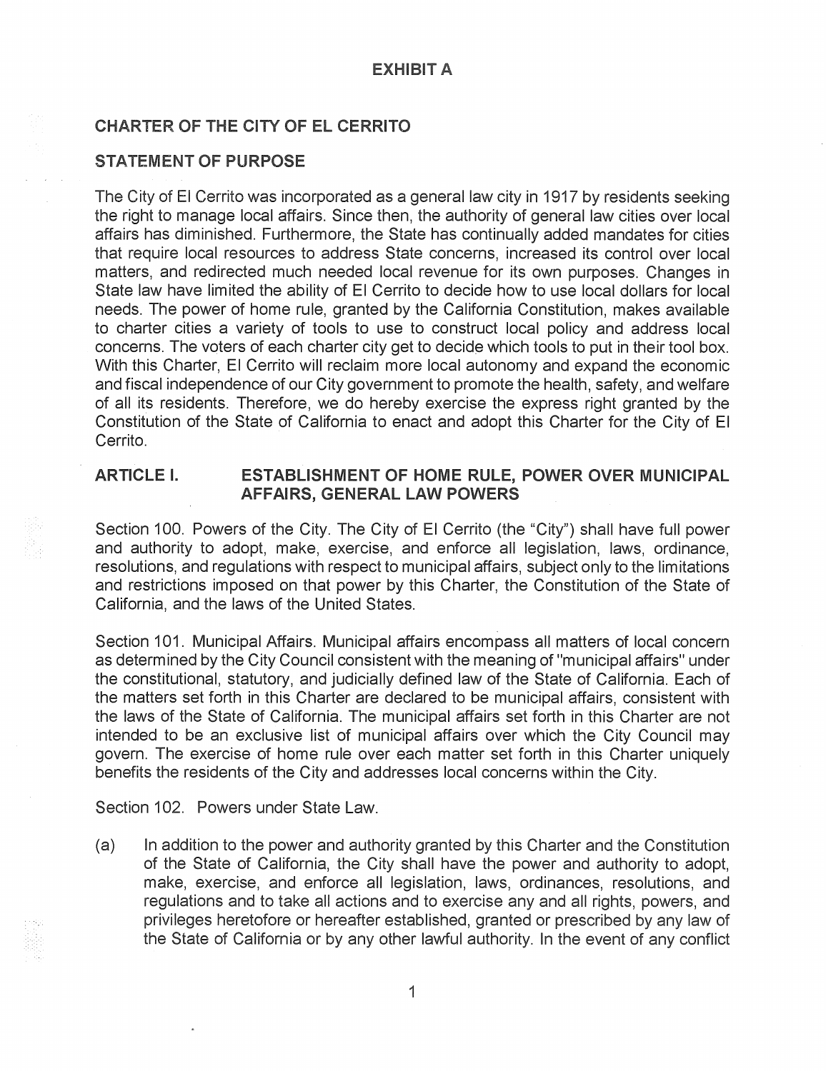# EXHIBIT A

## CHARTER OF THE CITY OF EL CERRITO

### STATEMENT OF PURPOSE

The City of El Cerrito was incorporated as a general law city in 1917 by residents seeking the right to manage local affairs. Since then, the authority of general law cities over local affairs has diminished. Furthermore, the State has continually added mandates for cities that require local resources to address State concerns, increased its control over local matters, and redirected much needed local revenue for its own purposes. Changes in State law have limited the ability of El Cerrito to decide how to use local dollars for local needs. The power of home rule, granted by the California Constitution, makes available to charter cities a variety of tools to use to construct local policy and address local concerns. The voters of each charter city get to decide which tools to put in their tool box. With this Charter, El Cerrito will reclaim more local autonomy and expand the economic and fiscal independence of our City government to promote the health, safety, and welfare of all its residents. Therefore, we do hereby exercise the express right granted by the Constitution of the State of California to enact and adopt this Charter for the City of El Cerrito.

### ARTICLE I. ESTABLISHMENT OF HOME RULE, POWER OVER MUNICIPAL AFFAIRS, GENERAL LAW POWERS

Section 100. Powers of the City. The City of El Cerrito (the "City") shall have full power and authority to adopt, make, exercise, and enforce all legislation, laws, ordinance, resolutions, and regulations with respect to municipal affairs, subject only to the limitations and restrictions imposed on that power by this Charter, the Constitution of the State of California, and the laws of the United States.

Section 101. Municipal Affairs. Municipal affairs encompass all matters of local concern as determined by the City Council consistent with the meaning of "municipal affairs" under the constitutional, statutory, and judicially defined law of the State of California. Each of the matters set forth in this Charter are declared to be municipal affairs, consistent with the laws of the State of California. The municipal affairs set forth in this Charter are not intended to be an exclusive list of municipal affairs over which the City Council may govern. The exercise of home rule over each matter set forth in this Charter uniquely benefits the residents of the City and addresses local concerns within the City.

Section 102. Powers under State Law.

(a) In addition to the power and authority granted by this Charter and the Constitution of the State of California, the City shall have the power and authority to adopt, make, exercise, and enforce all legislation, laws, ordinances, resolutions, and regulations and to take all actions and to exercise any and all rights, powers, and privileges heretofore or hereafter established, granted or prescribed by any law of the State of California or by any other lawful authority. In the event of any conflict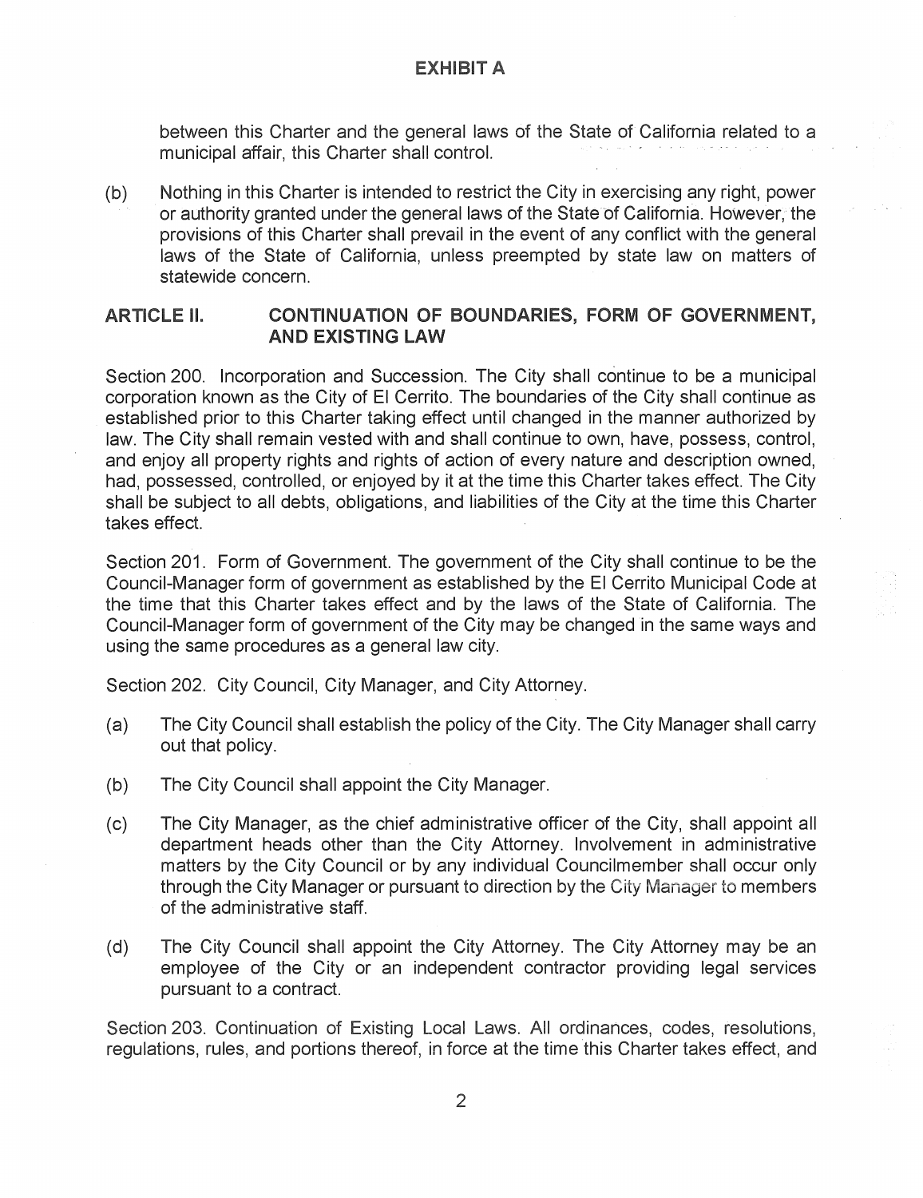**EXHIBIT A**

between this Charter and the general laws of the State of California related to a municipal affair, this Charter shall control.

(b) Nothing in this Charter is intended to restrict the City in exercising any right, power or authority granted under the general laws of the State of California. However, the provisions of this Charter shall prevail in the event of any conflict with the general laws of the State of California, unless preempted by state law on matters of statewide concern.

## ARTICLE II. CONTINUATION OF BOUNDARIES, FORM OF GOVERNMENT, AND EXISTING LAW

Section 200. Incorporation and Succession. The City shall continue to be a municipal corporation known as the City of El Cerrito. The boundaries of the City shall continue as established prior to this Charter taking effect until changed in the manner authorized by law. The City shall remain vested with and shall continue to own, have, possess, control, and enjoy all property rights and rights of action of every nature and description owned, had, possessed, controlled, or enjoyed by it at the time this Charter takes effect. The City shall be subject to all debts, obligations, and liabilities of the City at the time this Charter takes effect.

Section 201. Form of Government. The government of the City shall continue to be the Council-Manager form of government as established by the El Cerrito Municipal Code at the time that this Charter takes effect and by the laws of the State of California. The Council-Manager form of government of the City may be changed in the same ways and using the same procedures as a general law city.

Section 202. City Council, City Manager, and City Attorney.

(a) The City Council shall establish the policy of the City. The City Manager shall carry out that policy.

(b) The City Council shall appoint the City Manager.

(c) The City Manager, as the chief administrative officer of the City, shall appoint all department heads other than the City Attorney. Involvement in administrative matters by the City Council or by any individual Councilmember shall occur only through the City Manager or pursuant to direction by the City Manager to members of the administrative staff.

(d) The City Council shall appoint the City Attorney. The City Attorney may be an employee of the City or an independent contractor providing legal services pursuant to a contract.

Section 203. Continuation of Existing Local Laws. All ordinances, codes, resolutions, regulations, rules, and portions thereof, in force at the time this Charter takes effect, and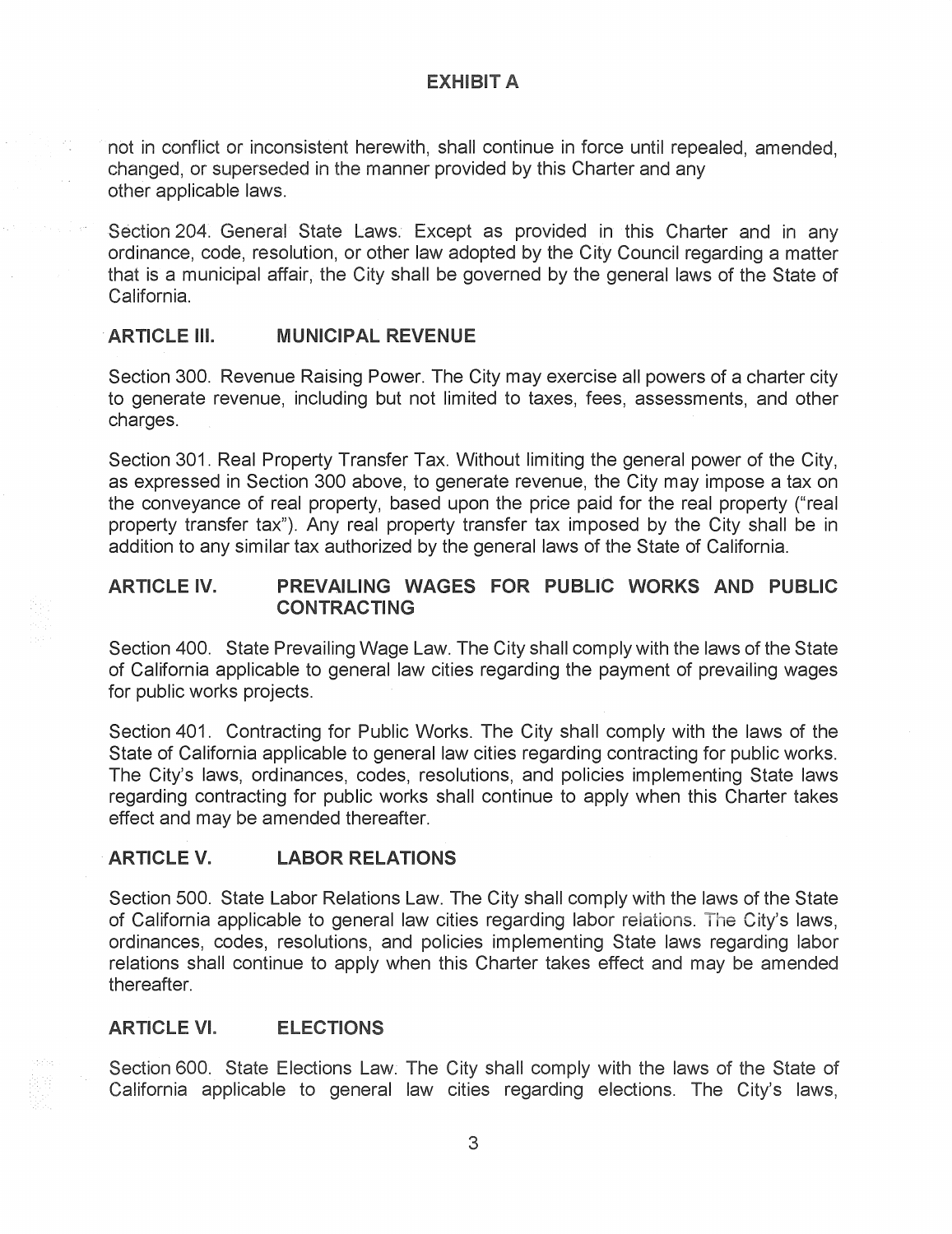# EXHIBIT A

not in conflict or inconsistent herewith, shall continue in force until repealed, amended, changed, or superseded in the manner provided by this Charter and any other applicable laws.

Section 204. General State Laws. Except as provided in this Charter and in any ordinance, code, resolution, or other law adopted by the City Council regarding a matter that is a municipal affair, the City shall be governed by the general laws of the State of California.

## ARTICLE III. MUNICIPAL REVENUE

Section 300. Revenue Raising Power. The City may exercise all powers of a charter city to generate revenue, including but not limited to taxes, fees, assessments, and other charges.

Section 301. Real Property Transfer Tax. Without limiting the general power of the City, as expressed in Section 300 above, to generate revenue, the City may impose a tax on the conveyance of real property, based upon the price paid for the real property ("real property transfer tax"). Any real property transfer tax imposed by the City shall be in addition to any similar tax authorized by the general laws of the State of California.

## ARTICLE IV. PREVAILING WAGES FOR PUBLIC WORKS AND PUBLIC CONTRACTING

Section 400. State Prevailing Wage Law. The City shall comply with the laws of the State of California applicable to general law cities regarding the payment of prevailing wages for public works projects.

Section 401. Contracting for Public Works. The City shall comply with the laws of the State of California applicable to general law cities regarding contracting for public works. The City's laws, ordinances, codes, resolutions, and policies implementing State laws regarding contracting for public works shall continue to apply when this Charter takes effect and may be amended thereafter.

## ARTICLE V. LABOR RELATIONS

Section 500. State Labor Relations Law. The City shall comply with the laws of the State of California applicable to general law cities regarding labor relations. The City's laws, ordinances, codes, resolutions, and policies implementing State laws regarding labor relations shall continue to apply when this Charter takes effect and may be amended thereafter.

## ARTICLE VI. ELECTIONS

Section 600. State Elections Law. The City shall comply with the laws of the State of California applicable to general law cities regarding elections. The City's laws,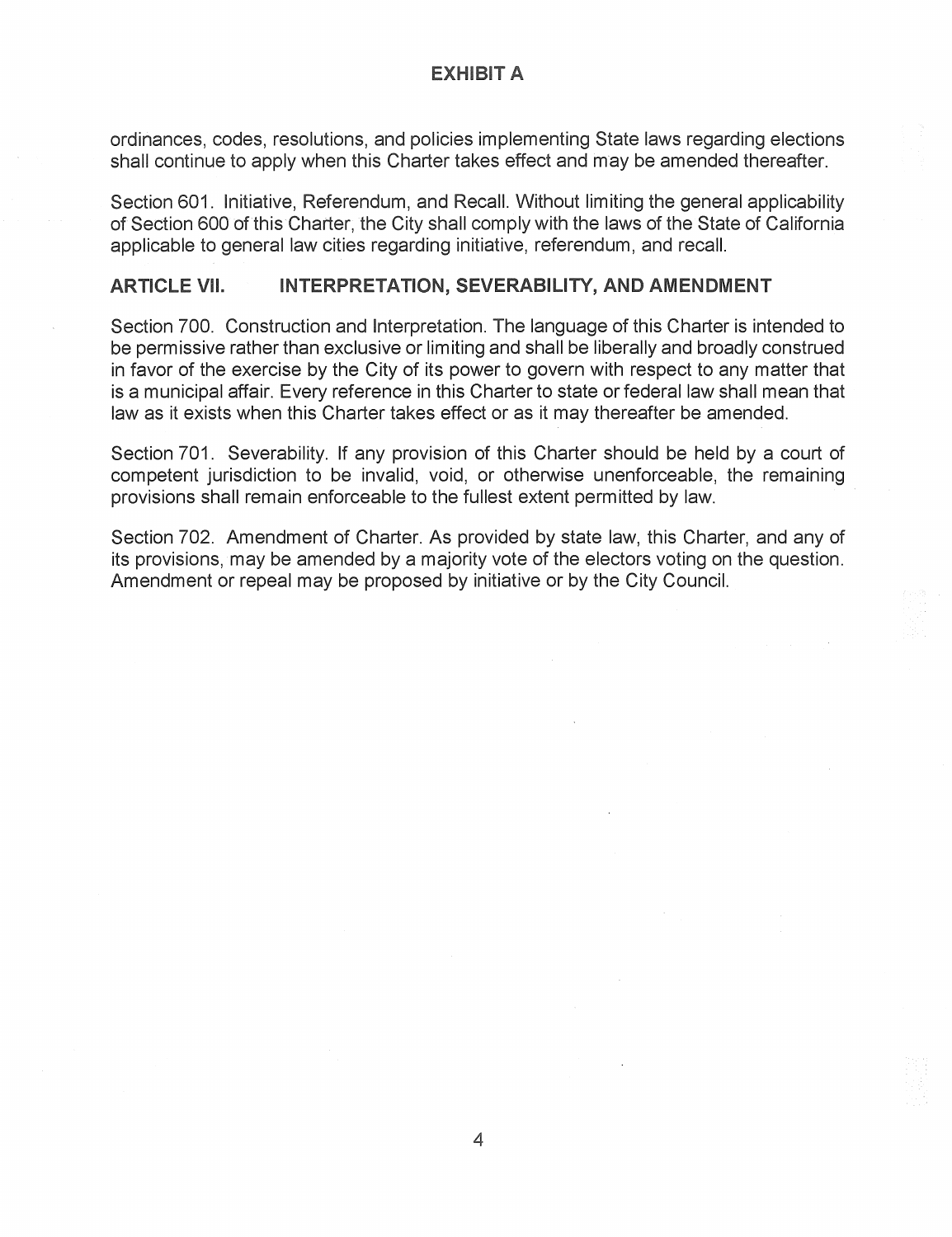## EXHIBIT A

ordinances, codes, resolutions, and policies implementing State laws regarding elections shall continue to apply when this Charter takes effect and may be amended thereafter.

Section 601. Initiative, Referendum, and Recall. Without limiting the general applicability of Section 600 of this Charter, the City shall comply with the laws of the State of California applicable to general law cities regarding initiative, referendum, and recall.

## ARTICLE VII. INTERPRETATION, SEVERABILITY, AND AMENDMENT

Section 700. Construction and Interpretation. The language of this Charter is intended to be permissive rather than exclusive or limiting and shall be liberally and broadly construed in favor of the exercise by the City of its power to govern with respect to any matter that is a municipal affair. Every reference in this Charter to state or federal law shall mean that law as it exists when this Charter takes effect or as it may thereafter be amended.

Section 701. Severability. If any provision of this Charter should be held by a court of competent jurisdiction to be invalid, void, or otherwise unenforceable, the remaining provisions shall remain enforceable to the fullest extent permitted by law.

Section 702. Amendment of Charter. As provided by state law, this Charter, and any of its provisions, may be amended by a majority vote of the electors voting on the question. Amendment or repeal may be proposed by initiative or by the City Council.